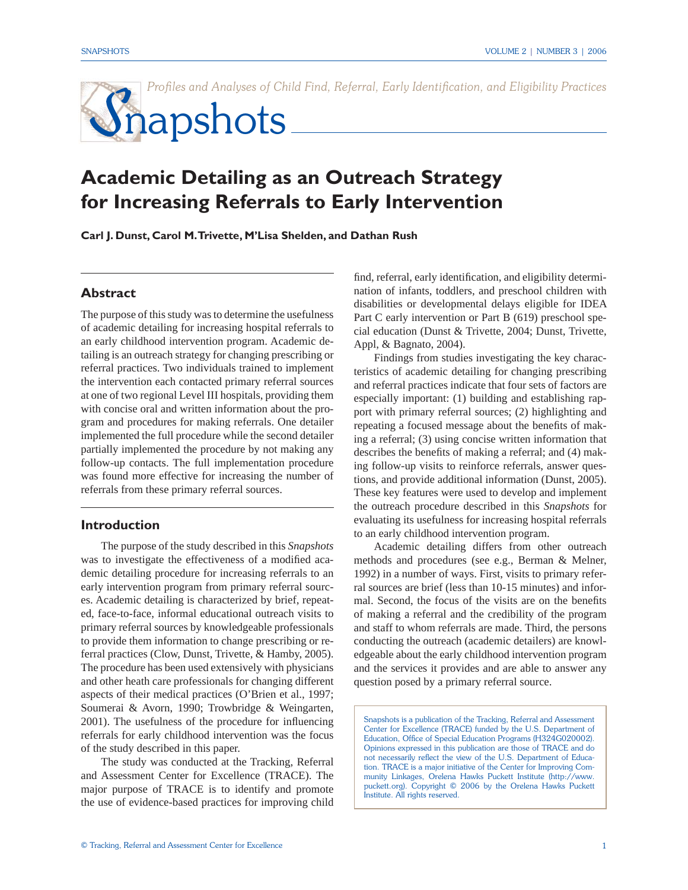*Profiles and Analyses of Child Find, Referral, Early Identification, and Eligibility Practices*

# Snapshots

# Academic Detailing as an Outreach Strategy for Increasing Referrals to Early Intervention

**Carl J. Dunst, Carol M. Trivette, M'Lisa Shelden, and Dathan Rush**

## Abstract

The purpose of this study was to determine the usefulness of academic detailing for increasing hospital referrals to an early childhood intervention program. Academic detailing is an outreach strategy for changing prescribing or referral practices. Two individuals trained to implement the intervention each contacted primary referral sources at one of two regional Level III hospitals, providing them with concise oral and written information about the program and procedures for making referrals. One detailer implemented the full procedure while the second detailer partially implemented the procedure by not making any follow-up contacts. The full implementation procedure was found more effective for increasing the number of referrals from these primary referral sources.

## Introduction

The purpose of the study described in this *Snapshots* was to investigate the effectiveness of a modified academic detailing procedure for increasing referrals to an early intervention program from primary referral sources. Academic detailing is characterized by brief, repeated, face-to-face, informal educational outreach visits to primary referral sources by knowledgeable professionals to provide them information to change prescribing or referral practices (Clow, Dunst, Trivette, & Hamby, 2005). The procedure has been used extensively with physicians and other heath care professionals for changing different aspects of their medical practices (O'Brien et al., 1997; Soumerai & Avorn, 1990; Trowbridge & Weingarten, 2001). The usefulness of the procedure for influencing referrals for early childhood intervention was the focus of the study described in this paper.

The study was conducted at the Tracking, Referral and Assessment Center for Excellence (TRACE). The major purpose of TRACE is to identify and promote the use of evidence-based practices for improving child find, referral, early identification, and eligibility determination of infants, toddlers, and preschool children with disabilities or developmental delays eligible for IDEA Part C early intervention or Part B (619) preschool special education (Dunst & Trivette, 2004; Dunst, Trivette, Appl, & Bagnato, 2004).

Findings from studies investigating the key characteristics of academic detailing for changing prescribing and referral practices indicate that four sets of factors are especially important: (1) building and establishing rapport with primary referral sources; (2) highlighting and repeating a focused message about the benefits of making a referral; (3) using concise written information that describes the benefits of making a referral; and (4) making follow-up visits to reinforce referrals, answer questions, and provide additional information (Dunst, 2005). These key features were used to develop and implement the outreach procedure described in this *Snapshots* for evaluating its usefulness for increasing hospital referrals to an early childhood intervention program.

Academic detailing differs from other outreach methods and procedures (see e.g., Berman & Melner, 1992) in a number of ways. First, visits to primary referral sources are brief (less than 10-15 minutes) and informal. Second, the focus of the visits are on the benefits of making a referral and the credibility of the program and staff to whom referrals are made. Third, the persons conducting the outreach (academic detailers) are knowledgeable about the early childhood intervention program and the services it provides and are able to answer any question posed by a primary referral source.

Snapshots is a publication of the Tracking, Referral and Assessment Center for Excellence (TRACE) funded by the U.S. Department of Education, Office of Special Education Programs (H324G020002). Opinions expressed in this publication are those of TRACE and do not necessarily reflect the view of the U.S. Department of Education. TRACE is a major initiative of the Center for Improving Community Linkages, Orelena Hawks Puckett Institute (http://www.puckett.org). Copyright © 2006 by the Orelena Hawks Puckett Institute. All rights reserved.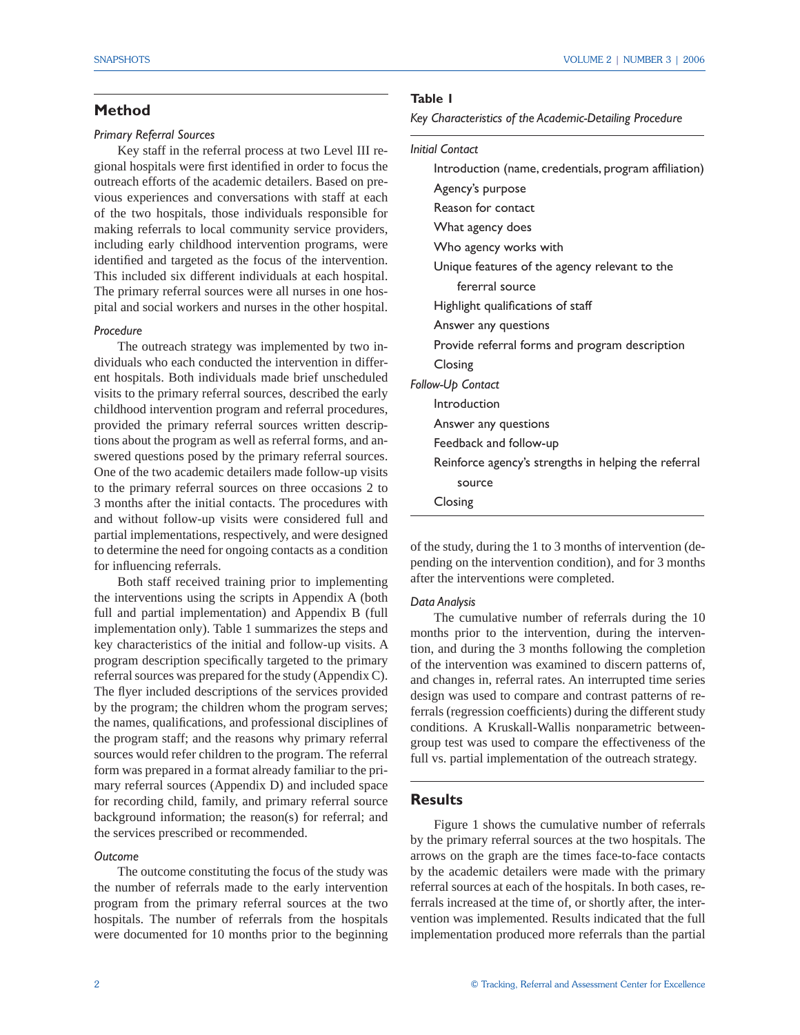## Method

*Primary Referral Sources*

Key staff in the referral process at two Level III regional hospitals were first identified in order to focus the outreach efforts of the academic detailers. Based on previous experiences and conversations with staff at each of the two hospitals, those individuals responsible for making referrals to local community service providers, including early childhood intervention programs, were identified and targeted as the focus of the intervention. This included six different individuals at each hospital. The primary referral sources were all nurses in one hospital and social workers and nurses in the other hospital.

*Procedure*

The outreach strategy was implemented by two individuals who each conducted the intervention in different hospitals. Both individuals made brief unscheduled visits to the primary referral sources, described the early childhood intervention program and referral procedures, provided the primary referral sources written descriptions about the program as well as referral forms, and answered questions posed by the primary referral sources. One of the two academic detailers made follow-up visits to the primary referral sources on three occasions 2 to 3 months after the initial contacts. The procedures with and without follow-up visits were considered full and partial implementations, respectively, and were designed to determine the need for ongoing contacts as a condition for influencing referrals.

Both staff received training prior to implementing the interventions using the scripts in Appendix A (both full and partial implementation) and Appendix B (full implementation only). Table 1 summarizes the steps and key characteristics of the initial and follow-up visits. A program description specifically targeted to the primary referral sources was prepared for the study (Appendix C). The flyer included descriptions of the services provided by the program; the children whom the program serves; the names, qualifications, and professional disciplines of the program staff; and the reasons why primary referral sources would refer children to the program. The referral form was prepared in a format already familiar to the primary referral sources (Appendix D) and included space for recording child, family, and primary referral source background information; the reason(s) for referral; and the services prescribed or recommended.

*Outcome*

The outcome constituting the focus of the study was the number of referrals made to the early intervention program from the primary referral sources at the two hospitals. The number of referrals from the hospitals were documented for 10 months prior to the beginning of the study, during the 1 to 3 months of intervention (depending on the intervention condition), and for 3 months after the interventions were completed.

**Table 1**

*Key Characteristics of the Academic-Detailing Procedure*

| |
|---|
| *Initial Contact* |
| Introduction (name, credentials, program affiliation) |
| Agency's purpose |
| Reason for contact |
| What agency does |
| Who agency works with |
| Unique features of the agency relevant to the fererral source |
| Highlight qualifications of staff |
| Answer any questions |
| Provide referral forms and program description |
| Closing |
| *Follow-Up Contact* |
| Introduction |
| Answer any questions |
| Feedback and follow-up |
| Reinforce agency's strengths in helping the referral source |
| Closing |

*Data Analysis*

The cumulative number of referrals during the 10 months prior to the intervention, during the intervention, and during the 3 months following the completion of the intervention was examined to discern patterns of, and changes in, referral rates. An interrupted time series design was used to compare and contrast patterns of referrals (regression coefficients) during the different study conditions. A Kruskall-Wallis nonparametric between-group test was used to compare the effectiveness of the full vs. partial implementation of the outreach strategy.

## Results

Figure 1 shows the cumulative number of referrals by the primary referral sources at the two hospitals. The arrows on the graph are the times face-to-face contacts by the academic detailers were made with the primary referral sources at each of the hospitals. In both cases, referrals increased at the time of, or shortly after, the intervention was implemented. Results indicated that the full implementation produced more referrals than the partial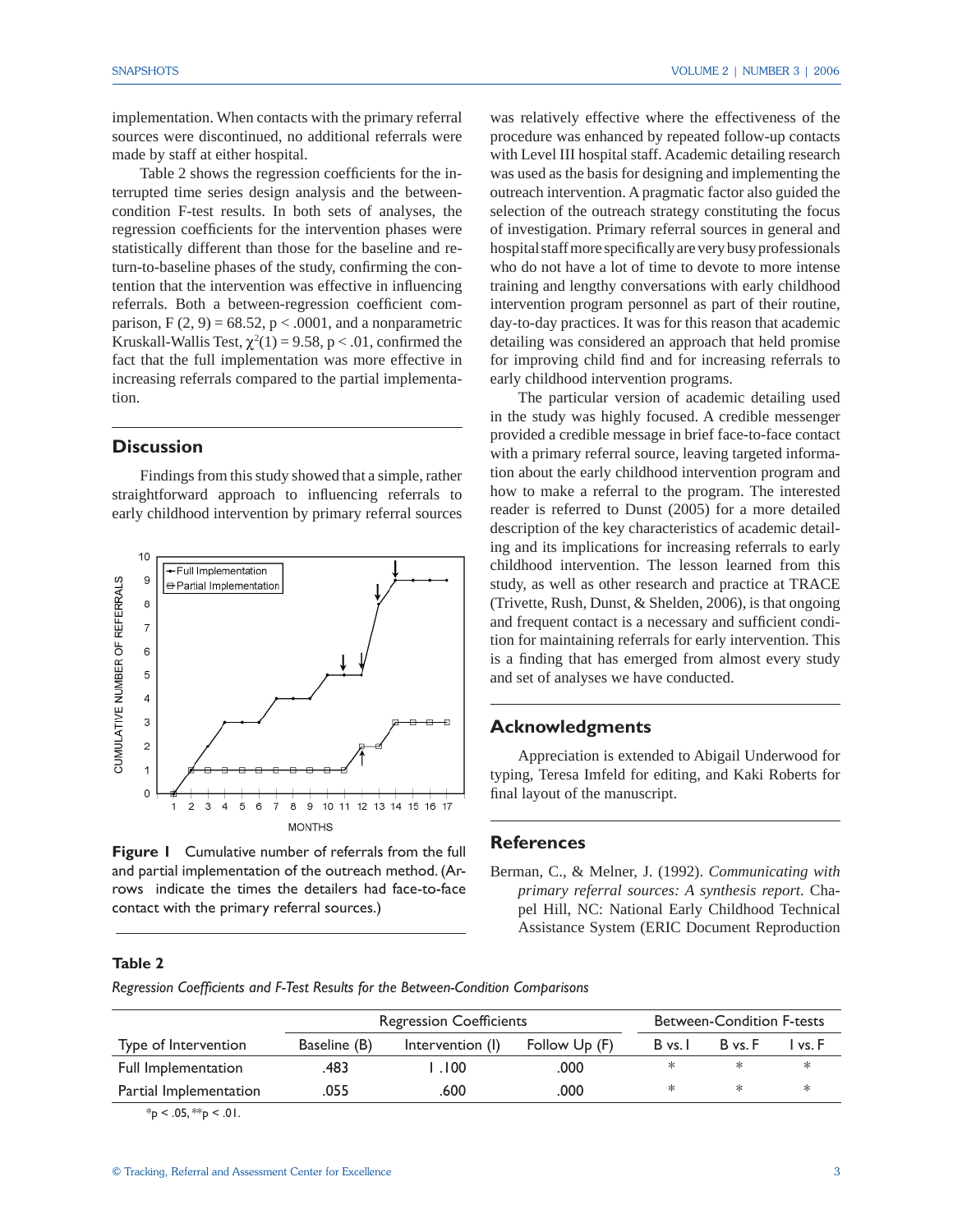implementation. When contacts with the primary referral sources were discontinued, no additional referrals were made by staff at either hospital.

Table 2 shows the regression coefficients for the interrupted time series design analysis and the between-condition F-test results. In both sets of analyses, the regression coefficients for the intervention phases were statistically different than those for the baseline and return-to-baseline phases of the study, confirming the contention that the intervention was effective in influencing referrals. Both a between-regression coefficient comparison, F (2, 9) = 68.52, p < .0001, and a nonparametric Kruskall-Wallis Test, $\chi^2(1) = 9.58$, p < .01, confirmed the fact that the full implementation was more effective in increasing referrals compared to the partial implementation.

## Discussion

Findings from this study showed that a simple, rather straightforward approach to influencing referrals to early childhood intervention by primary referral sources was relatively effective where the effectiveness of the procedure was enhanced by repeated follow-up contacts with Level III hospital staff. Academic detailing research was used as the basis for designing and implementing the outreach intervention. A pragmatic factor also guided the selection of the outreach strategy constituting the focus of investigation. Primary referral sources in general and hospital staff more specifically are very busy professionals who do not have a lot of time to devote to more intense training and lengthy conversations with early childhood intervention program personnel as part of their routine, day-to-day practices. It was for this reason that academic detailing was considered an approach that held promise for improving child find and for increasing referrals to early childhood intervention programs.

The particular version of academic detailing used in the study was highly focused. A credible messenger provided a credible message in brief face-to-face contact with a primary referral source, leaving targeted information about the early childhood intervention program and how to make a referral to the program. The interested reader is referred to Dunst (2005) for a more detailed description of the key characteristics of academic detailing and its implications for increasing referrals to early childhood intervention. The lesson learned from this study, as well as other research and practice at TRACE (Trivette, Rush, Dunst, & Shelden, 2006), is that ongoing and frequent contact is a necessary and sufficient condition for maintaining referrals for early intervention. This is a finding that has emerged from almost every study and set of analyses we have conducted.

**Figure 1** Cumulative number of referrals from the full and partial implementation of the outreach method. (Arrows indicate the times the detailers had face-to-face contact with the primary referral sources.)

## Acknowledgments

Appreciation is extended to Abigail Underwood for typing, Teresa Imfeld for editing, and Kaki Roberts for final layout of the manuscript.

## References

Berman, C., & Melner, J. (1992). *Communicating with primary referral sources: A synthesis report*. Chapel Hill, NC: National Early Childhood Technical Assistance System (ERIC Document Reproduction

**Table 2**

*Regression Coefficients and F-Test Results for the Between-Condition Comparisons*

| | Regression Coefficients | | | Between-Condition F-tests | | |
|---|---|---|---|---|---|---|
| Type of Intervention | Baseline (B) | Intervention (I) | Follow Up (F) | B vs. I | B vs. F | I vs. F |
| Full Implementation | .483 | 1 .100 | .000 | * | * | * |
| Partial Implementation | .055 | .600 | .000 | * | * | * |

*p < .05, **p < .01.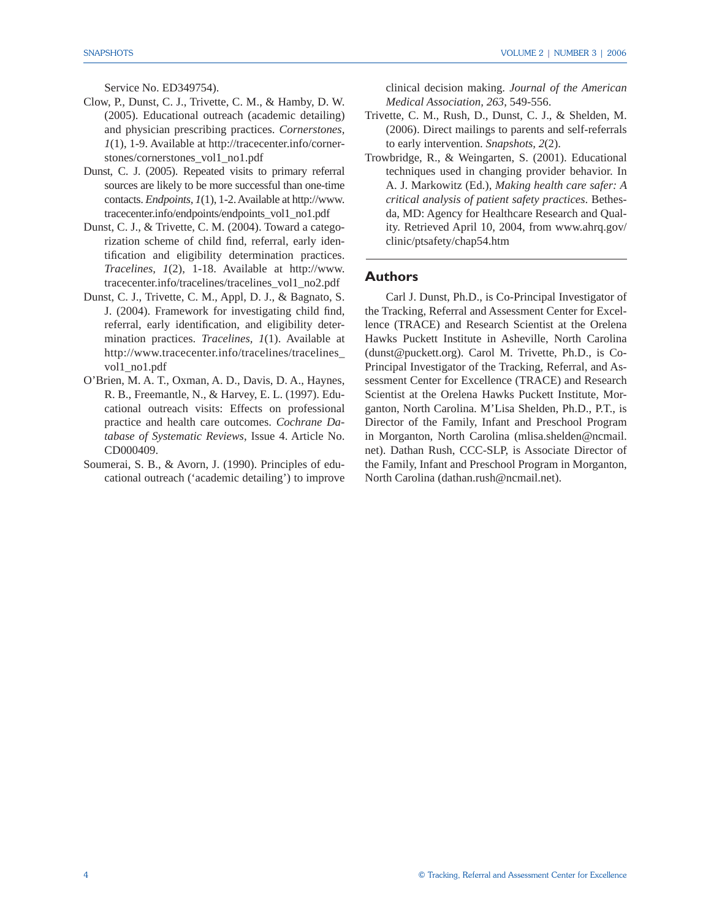Service No. ED349754).

Clow, P., Dunst, C. J., Trivette, C. M., & Hamby, D. W. (2005). Educational outreach (academic detailing) and physician prescribing practices. *Cornerstones, 1*(1), 1-9. Available at http://tracecenter.info/cornerstones/cornerstones_vol1_no1.pdf

Dunst, C. J. (2005). Repeated visits to primary referral sources are likely to be more successful than one-time contacts. *Endpoints, 1*(1), 1-2. Available at http://www.tracecenter.info/endpoints/endpoints_vol1_no1.pdf

Dunst, C. J., & Trivette, C. M. (2004). Toward a categorization scheme of child find, referral, early identification and eligibility determination practices. *Tracelines, 1*(2), 1-18. Available at http://www.tracecenter.info/tracelines/tracelines_vol1_no2.pdf

Dunst, C. J., Trivette, C. M., Appl, D. J., & Bagnato, S. J. (2004). Framework for investigating child find, referral, early identification, and eligibility determination practices. *Tracelines, 1*(1). Available at http://www.tracecenter.info/tracelines/tracelines_vol1_no1.pdf

O'Brien, M. A. T., Oxman, A. D., Davis, D. A., Haynes, R. B., Freemantle, N., & Harvey, E. L. (1997). Educational outreach visits: Effects on professional practice and health care outcomes. *Cochrane Database of Systematic Reviews*, Issue 4. Article No. CD000409.

Soumerai, S. B., & Avorn, J. (1990). Principles of educational outreach ('academic detailing') to improve clinical decision making. *Journal of the American Medical Association, 263*, 549-556.

Trivette, C. M., Rush, D., Dunst, C. J., & Shelden, M. (2006). Direct mailings to parents and self-referrals to early intervention. *Snapshots, 2*(2).

Trowbridge, R., & Weingarten, S. (2001). Educational techniques used in changing provider behavior. In A. J. Markowitz (Ed.), *Making health care safer: A critical analysis of patient safety practices*. Bethesda, MD: Agency for Healthcare Research and Quality. Retrieved April 10, 2004, from www.ahrq.gov/clinic/ptsafety/chap54.htm

## Authors

Carl J. Dunst, Ph.D., is Co-Principal Investigator of the Tracking, Referral and Assessment Center for Excellence (TRACE) and Research Scientist at the Orelena Hawks Puckett Institute in Asheville, North Carolina (dunst@puckett.org). Carol M. Trivette, Ph.D., is Co-Principal Investigator of the Tracking, Referral, and Assessment Center for Excellence (TRACE) and Research Scientist at the Orelena Hawks Puckett Institute, Morganton, North Carolina. M'Lisa Shelden, Ph.D., P.T., is Director of the Family, Infant and Preschool Program in Morganton, North Carolina (mlisa.shelden@ncmail.net). Dathan Rush, CCC-SLP, is Associate Director of the Family, Infant and Preschool Program in Morganton, North Carolina (dathan.rush@ncmail.net).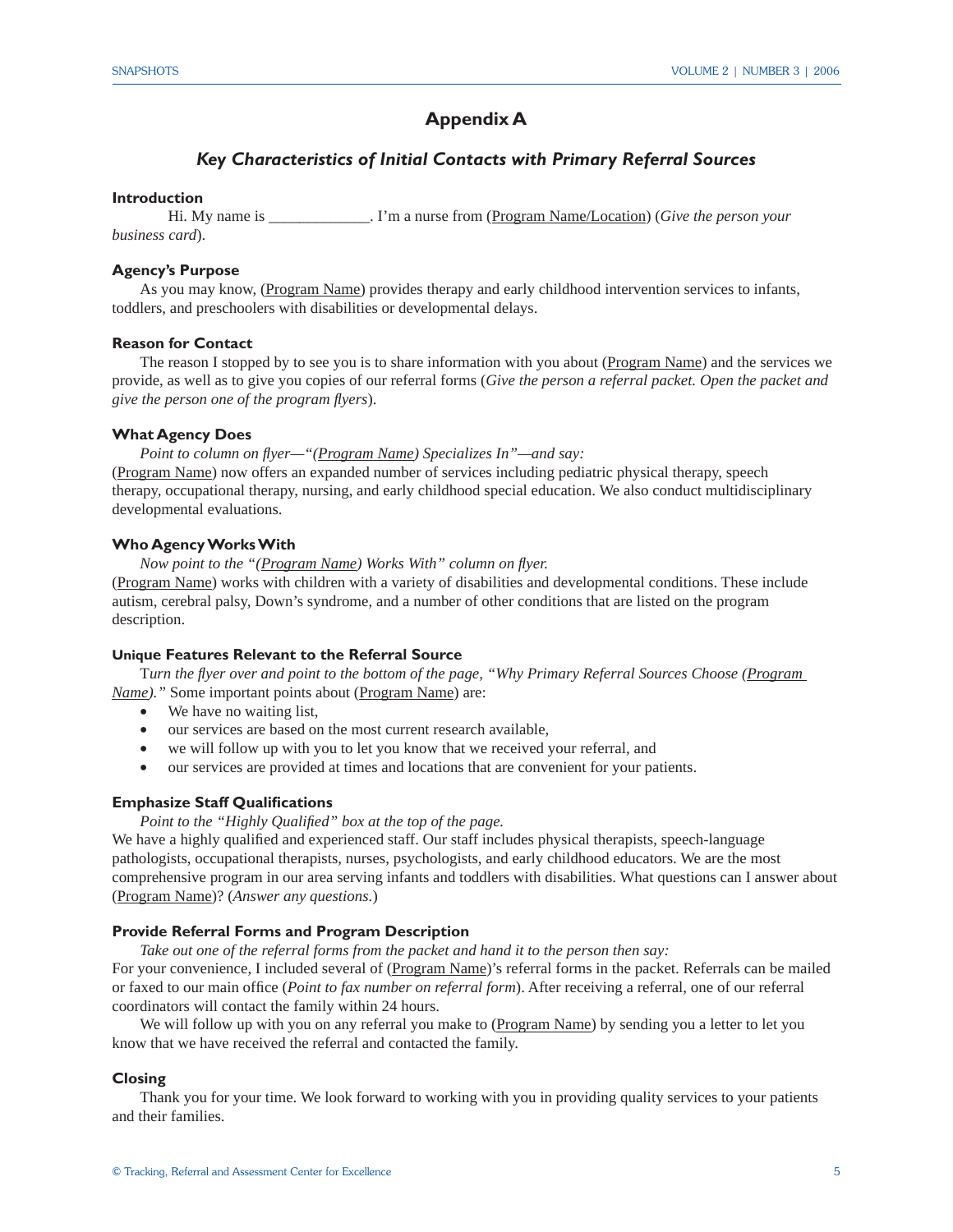# Appendix A

## *Key Characteristics of Initial Contacts with Primary Referral Sources*

**Introduction**

Hi. My name is _____________. I'm a nurse from (Program Name/Location) (*Give the person your business card*).

**Agency's Purpose**

As you may know, (Program Name) provides therapy and early childhood intervention services to infants, toddlers, and preschoolers with disabilities or developmental delays.

**Reason for Contact**

The reason I stopped by to see you is to share information with you about (Program Name) and the services we provide, as well as to give you copies of our referral forms (*Give the person a referral packet. Open the packet and give the person one of the program flyers*).

**What Agency Does**

*Point to column on flyer—"(Program Name) Specializes In"—and say:*

(Program Name) now offers an expanded number of services including pediatric physical therapy, speech therapy, occupational therapy, nursing, and early childhood special education. We also conduct multidisciplinary developmental evaluations.

**Who Agency Works With**

*Now point to the "(Program Name) Works With" column on flyer.*

(Program Name) works with children with a variety of disabilities and developmental conditions. These include autism, cerebral palsy, Down's syndrome, and a number of other conditions that are listed on the program description.

**Unique Features Relevant to the Referral Source**

*Turn the flyer over and point to the bottom of the page, "Why Primary Referral Sources Choose (Program Name)."* Some important points about (Program Name) are:

- We have no waiting list,
- our services are based on the most current research available,
- we will follow up with you to let you know that we received your referral, and
- our services are provided at times and locations that are convenient for your patients.

**Emphasize Staff Qualifications**

*Point to the "Highly Qualified" box at the top of the page.*

We have a highly qualified and experienced staff. Our staff includes physical therapists, speech-language pathologists, occupational therapists, nurses, psychologists, and early childhood educators. We are the most comprehensive program in our area serving infants and toddlers with disabilities. What questions can I answer about (Program Name)? (*Answer any questions.*)

**Provide Referral Forms and Program Description**

*Take out one of the referral forms from the packet and hand it to the person then say:*

For your convenience, I included several of (Program Name)'s referral forms in the packet. Referrals can be mailed or faxed to our main office (*Point to fax number on referral form*). After receiving a referral, one of our referral coordinators will contact the family within 24 hours.

We will follow up with you on any referral you make to (Program Name) by sending you a letter to let you know that we have received the referral and contacted the family.

**Closing**

Thank you for your time. We look forward to working with you in providing quality services to your patients and their families.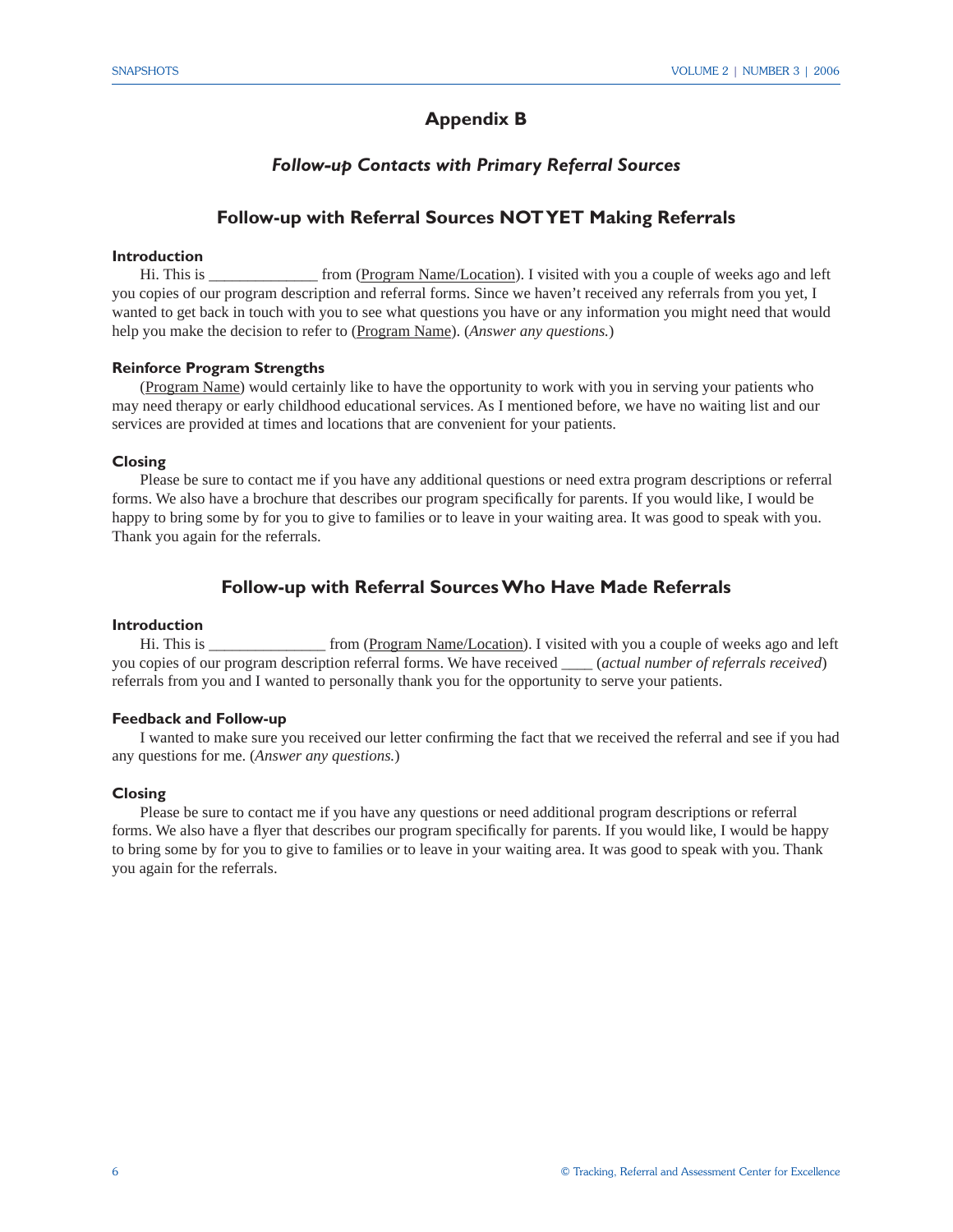# Appendix B

## *Follow-up Contacts with Primary Referral Sources*

## Follow-up with Referral Sources NOT YET Making Referrals

**Introduction**

Hi. This is ______________ from (Program Name/Location). I visited with you a couple of weeks ago and left you copies of our program description and referral forms. Since we haven't received any referrals from you yet, I wanted to get back in touch with you to see what questions you have or any information you might need that would help you make the decision to refer to (Program Name). (*Answer any questions.*)

**Reinforce Program Strengths**

(Program Name) would certainly like to have the opportunity to work with you in serving your patients who may need therapy or early childhood educational services. As I mentioned before, we have no waiting list and our services are provided at times and locations that are convenient for your patients.

**Closing**

Please be sure to contact me if you have any additional questions or need extra program descriptions or referral forms. We also have a brochure that describes our program specifically for parents. If you would like, I would be happy to bring some by for you to give to families or to leave in your waiting area. It was good to speak with you. Thank you again for the referrals.

## Follow-up with Referral Sources Who Have Made Referrals

**Introduction**

Hi. This is _______________ from (Program Name/Location). I visited with you a couple of weeks ago and left you copies of our program description referral forms. We have received ____ (*actual number of referrals received*) referrals from you and I wanted to personally thank you for the opportunity to serve your patients.

**Feedback and Follow-up**

I wanted to make sure you received our letter confirming the fact that we received the referral and see if you had any questions for me. (*Answer any questions.*)

**Closing**

Please be sure to contact me if you have any questions or need additional program descriptions or referral forms. We also have a flyer that describes our program specifically for parents. If you would like, I would be happy to bring some by for you to give to families or to leave in your waiting area. It was good to speak with you. Thank you again for the referrals.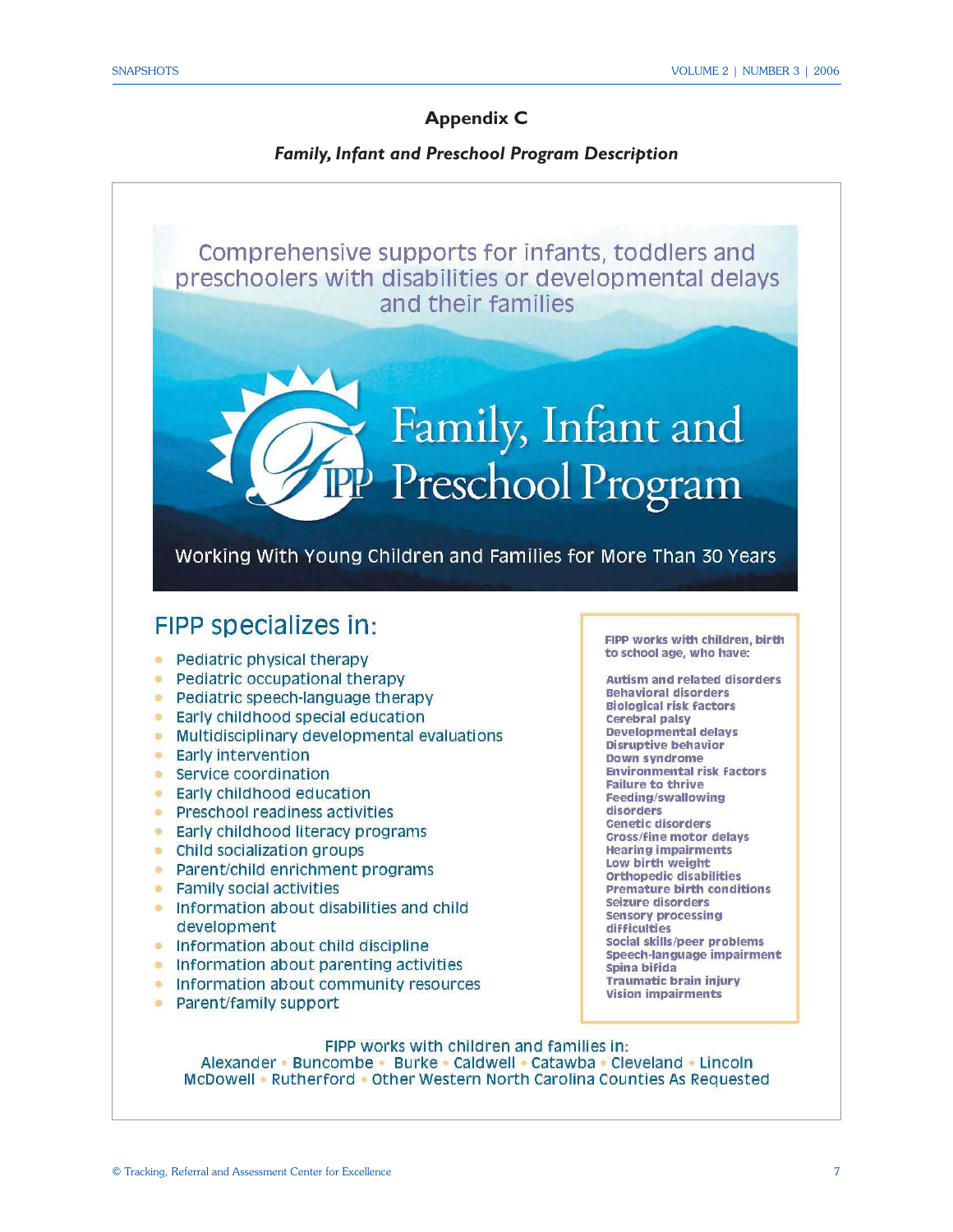# Appendix C

## *Family, Infant and Preschool Program Description*

Comprehensive supports for infants, toddlers and preschoolers with disabilities or developmental delays and their families

Family, Infant and Preschool Program

Working With Young Children and Families for More Than 30 Years

### FIPP specializes in:

- Pediatric physical therapy
- Pediatric occupational therapy
- Pediatric speech-language therapy
- Early childhood special education
- Multidisciplinary developmental evaluations
- Early intervention
- Service coordination
- Early childhood education
- Preschool readiness activities
- Early childhood literacy programs
- Child socialization groups
- Parent/child enrichment programs
- Family social activities
- Information about disabilities and child development
- Information about child discipline
- Information about parenting activities
- Information about community resources
- Parent/family support

**FIPP works with children, birth to school age, who have:**

**Autism and related disorders**
**Behavioral disorders**
**Biological risk factors**
**Cerebral palsy**
**Developmental delays**
**Disruptive behavior**
**Down syndrome**
**Environmental risk factors**
**Failure to thrive**
**Feeding/swallowing disorders**
**Genetic disorders**
**Gross/fine motor delays**
**Hearing impairments**
**Low birth weight**
**Orthopedic disabilities**
**Premature birth conditions**
**Seizure disorders**
**Sensory processing difficulties**
**Social skills/peer problems**
**Speech-language impairment**
**Spina bifida**
**Traumatic brain injury**
**Vision impairments**

FIPP works with children and families in:
Alexander • Buncombe • Burke • Caldwell • Catawba • Cleveland • Lincoln
McDowell • Rutherford • Other Western North Carolina Counties As Requested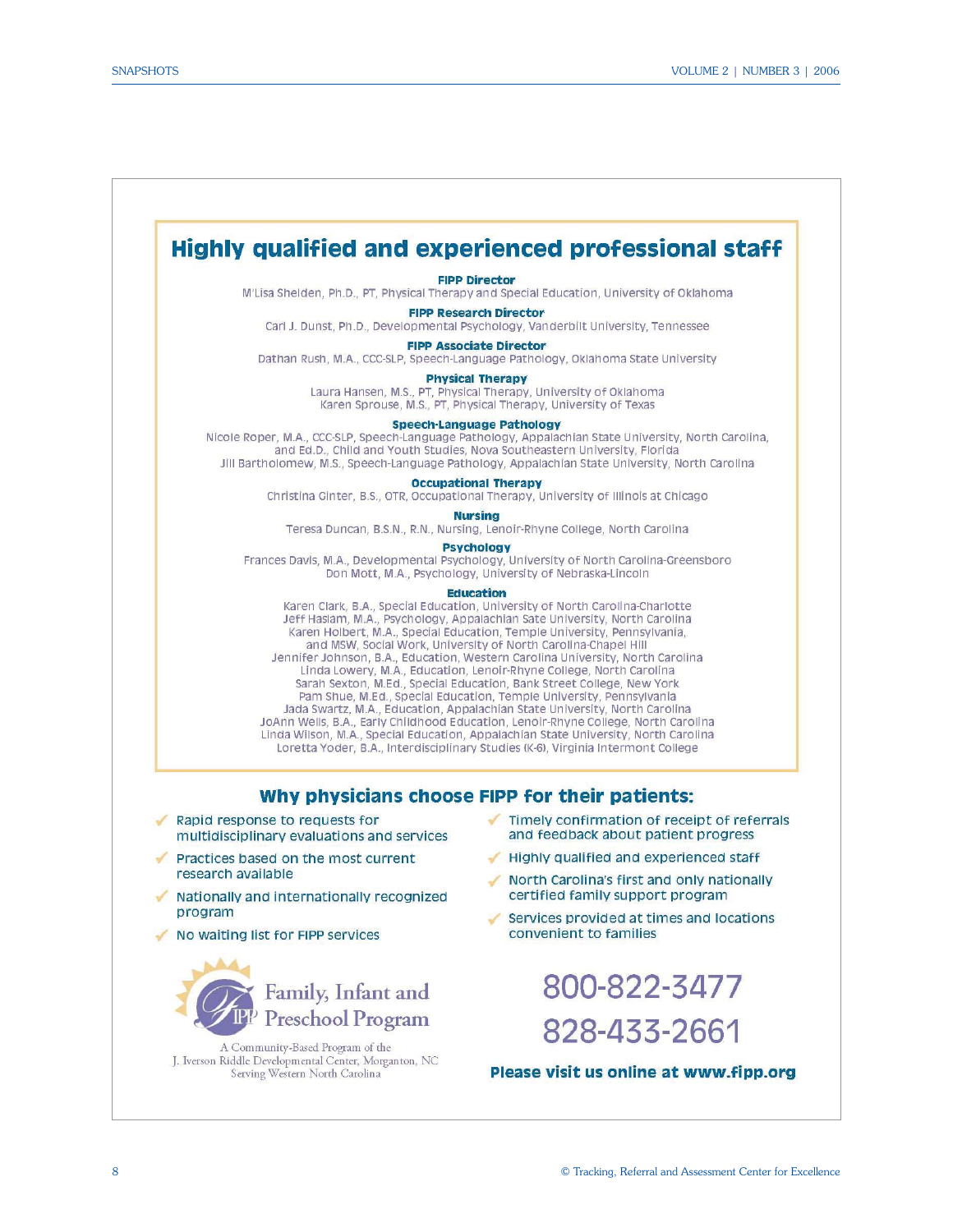## Highly qualified and experienced professional staff

**FIPP Director**
M'Lisa Shelden, Ph.D., PT, Physical Therapy and Special Education, University of Oklahoma

**FIPP Research Director**
Carl J. Dunst, Ph.D., Developmental Psychology, Vanderbilt University, Tennessee

**FIPP Associate Director**
Dathan Rush, M.A., CCC-SLP, Speech-Language Pathology, Oklahoma State University

**Physical Therapy**
Laura Hansen, M.S., PT, Physical Therapy, University of Oklahoma
Karen Sprouse, M.S., PT, Physical Therapy, University of Texas

**Speech-Language Pathology**
Nicole Roper, M.A., CCC-SLP, Speech-Language Pathology, Appalachian State University, North Carolina, and Ed.D., Child and Youth Studies, Nova Southeastern University, Florida
Jill Bartholomew, M.S., Speech-Language Pathology, Appalachian State University, North Carolina

**Occupational Therapy**
Christina Ginter, B.S., OTR, Occupational Therapy, University of Illinois at Chicago

**Nursing**
Teresa Duncan, B.S.N., R.N., Nursing, Lenoir-Rhyne College, North Carolina

**Psychology**
Frances Davis, M.A., Developmental Psychology, University of North Carolina-Greensboro
Don Mott, M.A., Psychology, University of Nebraska-Lincoln

**Education**
Karen Clark, B.A., Special Education, University of North Carolina-Charlotte
Jeff Haslam, M.A., Psychology, Appalachian Sate University, North Carolina
Karen Holbert, M.A., Special Education, Temple University, Pennsylvania, and MSW, Social Work, University of North Carolina-Chapel Hill
Jennifer Johnson, B.A., Education, Western Carolina University, North Carolina
Linda Lowery, M.A., Education, Lenoir-Rhyne College, North Carolina
Sarah Sexton, M.Ed., Special Education, Bank Street College, New York
Pam Shue, M.Ed., Special Education, Temple University, Pennsylvania
Jada Swartz, M.A., Education, Appalachian State University, North Carolina
JoAnn Wells, B.A., Early Childhood Education, Lenoir-Rhyne College, North Carolina
Linda Wilson, M.A., Special Education, Appalachian State University, North Carolina
Loretta Yoder, B.A., Interdisciplinary Studies (K-6), Virginia Intermont College

## Why physicians choose FIPP for their patients:

- Rapid response to requests for multidisciplinary evaluations and services
- Practices based on the most current research available
- Nationally and internationally recognized program
- No waiting list for FIPP services
- Timely confirmation of receipt of referrals and feedback about patient progress
- Highly qualified and experienced staff
- North Carolina's first and only nationally certified family support program
- Services provided at times and locations convenient to families

Family, Infant and Preschool Program

A Community-Based Program of the J. Iverson Riddle Developmental Center, Morganton, NC
Serving Western North Carolina

800-822-3477

828-433-2661

**Please visit us online at www.fipp.org**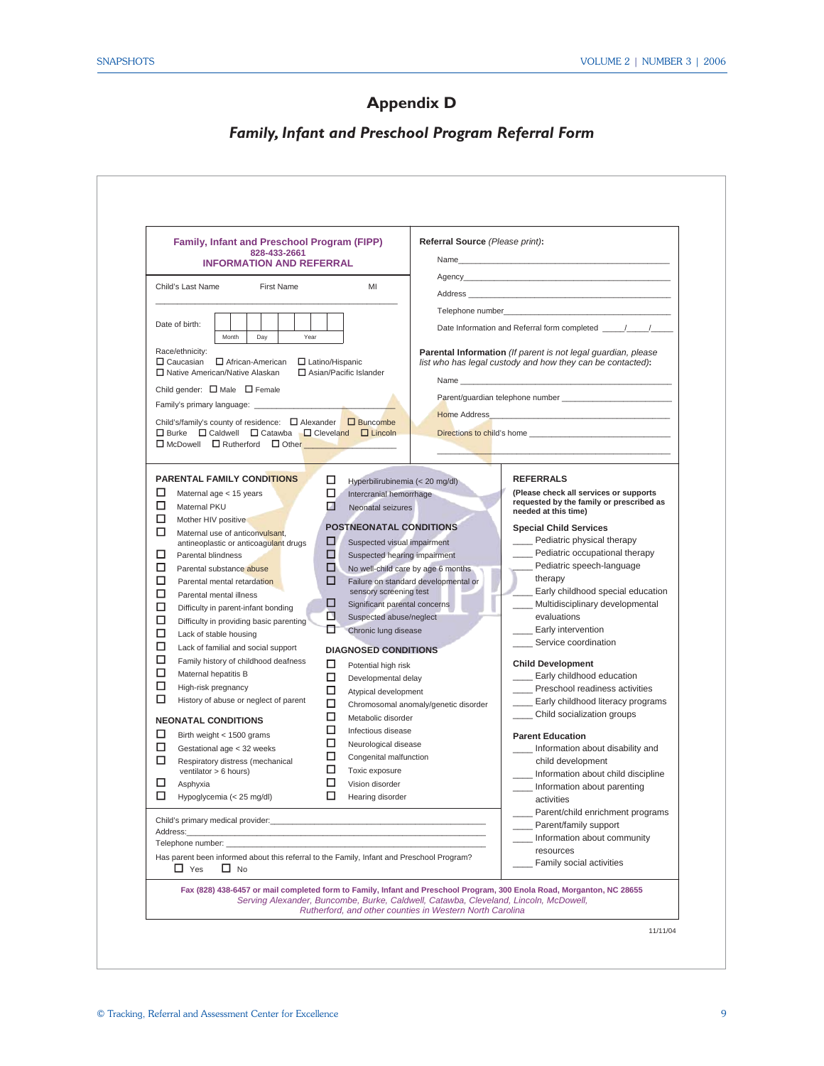# Appendix D

## *Family, Infant and Preschool Program Referral Form*

**Family, Infant and Preschool Program (FIPP)**
**828-433-2661**
**INFORMATION AND REFERRAL**

Child's Last Name First Name MI

\_\_\_\_\_\_\_\_\_\_\_\_\_\_\_\_\_\_\_\_\_\_\_\_\_\_\_\_\_\_\_\_\_\_\_\_\_\_\_\_\_\_\_\_

Date of birth: Month Day Year

Race/ethnicity:
☐ Caucasian ☐ African-American ☐ Latino/Hispanic
☐ Native American/Native Alaskan ☐ Asian/Pacific Islander

Child gender: ☐ Male ☐ Female

Family's primary language: \_\_\_\_\_\_\_\_\_\_\_\_\_\_\_\_\_\_\_\_

Child's/family's county of residence: ☐ Alexander ☐ Buncombe
☐ Burke ☐ Caldwell ☐ Catawba ☐ Cleveland ☐ Lincoln
☐ McDowell ☐ Rutherford ☐ Other \_\_\_\_\_\_\_\_\_\_\_\_\_\_\_\_

**Referral Source** *(Please print)*:

Name\_\_\_\_\_\_\_\_\_\_\_\_\_\_\_\_\_\_\_\_\_\_\_\_\_\_\_\_\_\_\_\_\_\_\_\_\_\_\_\_

Agency\_\_\_\_\_\_\_\_\_\_\_\_\_\_\_\_\_\_\_\_\_\_\_\_\_\_\_\_\_\_\_\_\_\_\_\_\_\_\_\_

Address \_\_\_\_\_\_\_\_\_\_\_\_\_\_\_\_\_\_\_\_\_\_\_\_\_\_\_\_\_\_\_\_\_\_\_\_\_\_\_\_

Telephone number\_\_\_\_\_\_\_\_\_\_\_\_\_\_\_\_\_\_\_\_\_\_\_\_\_\_\_\_\_\_\_\_\_\_

Date Information and Referral form completed \_\_\_\_\_/\_\_\_\_\_/\_\_\_\_\_

**Parental Information** *(If parent is not legal guardian, please list who has legal custody and how they can be contacted)*:

Name \_\_\_\_\_\_\_\_\_\_\_\_\_\_\_\_\_\_\_\_\_\_\_\_\_\_\_\_\_\_\_\_\_\_\_\_\_\_\_\_

Parent/guardian telephone number \_\_\_\_\_\_\_\_\_\_\_\_\_\_\_\_\_\_\_\_\_\_\_\_

Home Address\_\_\_\_\_\_\_\_\_\_\_\_\_\_\_\_\_\_\_\_\_\_\_\_\_\_\_\_\_\_\_\_\_\_\_\_\_\_\_\_

Directions to child's home \_\_\_\_\_\_\_\_\_\_\_\_\_\_\_\_\_\_\_\_\_\_\_\_\_\_\_\_\_\_

\_\_\_\_\_\_\_\_\_\_\_\_\_\_\_\_\_\_\_\_\_\_\_\_\_\_\_\_\_\_\_\_\_\_\_\_\_\_\_\_\_\_\_\_

**PARENTAL FAMILY CONDITIONS**

☐ Maternal age < 15 years
☐ Maternal PKU
☐ Mother HIV positive
☐ Maternal use of anticonvulsant, antineoplastic or anticoagulant drugs
☐ Parental blindness
☐ Parental substance abuse
☐ Parental mental retardation
☐ Parental mental illness
☐ Difficulty in parent-infant bonding
☐ Difficulty in providing basic parenting
☐ Lack of stable housing
☐ Lack of familial and social support
☐ Family history of childhood deafness
☐ Maternal hepatitis B
☐ High-risk pregnancy
☐ History of abuse or neglect of parent

**NEONATAL CONDITIONS**

☐ Birth weight < 1500 grams
☐ Gestational age < 32 weeks
☐ Respiratory distress (mechanical ventilator > 6 hours)
☐ Asphyxia
☐ Hypoglycemia (< 25 mg/dl)
☐ Hyperbilirubinemia (< 20 mg/dl)
☐ Intercranial hemorrhage
☐ Neonatal seizures

**POSTNEONATAL CONDITIONS**

☐ Suspected visual impairment
☐ Suspected hearing impairment
☐ No well-child care by age 6 months
☐ Failure on standard developmental or sensory screening test
☐ Significant parental concerns
☐ Suspected abuse/neglect
☐ Chronic lung disease

**DIAGNOSED CONDITIONS**

☐ Potential high risk
☐ Developmental delay
☐ Atypical development
☐ Chromosomal anomaly/genetic disorder
☐ Metabolic disorder
☐ Infectious disease
☐ Neurological disease
☐ Congenital malfunction
☐ Toxic exposure
☐ Vision disorder
☐ Hearing disorder

**REFERRALS**

**(Please check all services or supports requested by the family or prescribed as needed at this time)**

**Special Child Services**

\_\_\_\_ Pediatric physical therapy
\_\_\_\_ Pediatric occupational therapy
\_\_\_\_ Pediatric speech-language therapy
\_\_\_\_ Early childhood special education
\_\_\_\_ Multidisciplinary developmental evaluations
\_\_\_\_ Early intervention
\_\_\_\_ Service coordination

**Child Development**

\_\_\_\_ Early childhood education
\_\_\_\_ Preschool readiness activities
\_\_\_\_ Early childhood literacy programs
\_\_\_\_ Child socialization groups

**Parent Education**

\_\_\_\_ Information about disability and child development
\_\_\_\_ Information about child discipline
\_\_\_\_ Information about parenting activities
\_\_\_\_ Parent/child enrichment programs
\_\_\_\_ Parent/family support
\_\_\_\_ Information about community resources
\_\_\_\_ Family social activities

Child's primary medical provider:\_\_\_\_\_\_\_\_\_\_\_\_\_\_\_\_\_\_\_\_\_\_\_\_\_\_\_\_\_\_\_\_\_\_
Address:\_\_\_\_\_\_\_\_\_\_\_\_\_\_\_\_\_\_\_\_\_\_\_\_\_\_\_\_\_\_\_\_\_\_\_\_\_\_\_\_
Telephone number: \_\_\_\_\_\_\_\_\_\_\_\_\_\_\_\_\_\_\_\_\_\_\_\_\_\_\_\_\_\_\_\_\_\_
Has parent been informed about this referral to the Family, Infant and Preschool Program?
☐ Yes ☐ No

**Fax (828) 438-6457 or mail completed form to Family, Infant and Preschool Program, 300 Enola Road, Morganton, NC 28655**
*Serving Alexander, Buncombe, Burke, Caldwell, Catawba, Cleveland, Lincoln, McDowell, Rutherford, and other counties in Western North Carolina*

11/11/04